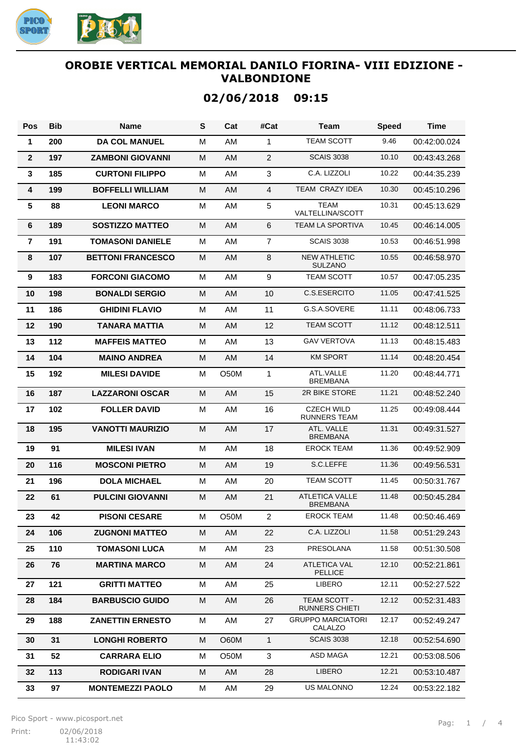# OROBIE VERTICAL MEMORIAL DANILO FIORINA- VIII EDIZIONE - VALBONDIONE

## 02/06/2018 09:15

| Pos | Bib | Name | S | Cat | #Cat | Team | Speed | Time |
|---|---|---|---|---|---|---|---|---|
| 1 | 200 | DA COL MANUEL | M | AM | 1 | TEAM SCOTT | 9.46 | 00:42:00.024 |
| 2 | 197 | ZAMBONI GIOVANNI | M | AM | 2 | SCAIS 3038 | 10.10 | 00:43:43.268 |
| 3 | 185 | CURTONI FILIPPO | M | AM | 3 | C.A. LIZZOLI | 10.22 | 00:44:35.239 |
| 4 | 199 | BOFFELLI WILLIAM | M | AM | 4 | TEAM CRAZY IDEA | 10.30 | 00:45:10.296 |
| 5 | 88 | LEONI MARCO | M | AM | 5 | TEAM VALTELLINA/SCOTT | 10.31 | 00:45:13.629 |
| 6 | 189 | SOSTIZZO MATTEO | M | AM | 6 | TEAM LA SPORTIVA | 10.45 | 00:46:14.005 |
| 7 | 191 | TOMASONI DANIELE | M | AM | 7 | SCAIS 3038 | 10.53 | 00:46:51.998 |
| 8 | 107 | BETTONI FRANCESCO | M | AM | 8 | NEW ATHLETIC SULZANO | 10.55 | 00:46:58.970 |
| 9 | 183 | FORCONI GIACOMO | M | AM | 9 | TEAM SCOTT | 10.57 | 00:47:05.235 |
| 10 | 198 | BONALDI SERGIO | M | AM | 10 | C.S.ESERCITO | 11.05 | 00:47:41.525 |
| 11 | 186 | GHIDINI FLAVIO | M | AM | 11 | G.S.A.SOVERE | 11.11 | 00:48:06.733 |
| 12 | 190 | TANARA MATTIA | M | AM | 12 | TEAM SCOTT | 11.12 | 00:48:12.511 |
| 13 | 112 | MAFFEIS MATTEO | M | AM | 13 | GAV VERTOVA | 11.13 | 00:48:15.483 |
| 14 | 104 | MAINO ANDREA | M | AM | 14 | KM SPORT | 11.14 | 00:48:20.454 |
| 15 | 192 | MILESI DAVIDE | M | O50M | 1 | ATL.VALLE BREMBANA | 11.20 | 00:48:44.771 |
| 16 | 187 | LAZZARONI OSCAR | M | AM | 15 | 2R BIKE STORE | 11.21 | 00:48:52.240 |
| 17 | 102 | FOLLER DAVID | M | AM | 16 | CZECH WILD RUNNERS TEAM | 11.25 | 00:49:08.444 |
| 18 | 195 | VANOTTI MAURIZIO | M | AM | 17 | ATL. VALLE BREMBANA | 11.31 | 00:49:31.527 |
| 19 | 91 | MILESI IVAN | M | AM | 18 | EROCK TEAM | 11.36 | 00:49:52.909 |
| 20 | 116 | MOSCONI PIETRO | M | AM | 19 | S.C.LEFFE | 11.36 | 00:49:56.531 |
| 21 | 196 | DOLA MICHAEL | M | AM | 20 | TEAM SCOTT | 11.45 | 00:50:31.767 |
| 22 | 61 | PULCINI GIOVANNI | M | AM | 21 | ATLETICA VALLE BREMBANA | 11.48 | 00:50:45.284 |
| 23 | 42 | PISONI CESARE | M | O50M | 2 | EROCK TEAM | 11.48 | 00:50:46.469 |
| 24 | 106 | ZUGNONI MATTEO | M | AM | 22 | C.A. LIZZOLI | 11.58 | 00:51:29.243 |
| 25 | 110 | TOMASONI LUCA | M | AM | 23 | PRESOLANA | 11.58 | 00:51:30.508 |
| 26 | 76 | MARTINA MARCO | M | AM | 24 | ATLETICA VAL PELLICE | 12.10 | 00:52:21.861 |
| 27 | 121 | GRITTI MATTEO | M | AM | 25 | LIBERO | 12.11 | 00:52:27.522 |
| 28 | 184 | BARBUSCIO GUIDO | M | AM | 26 | TEAM SCOTT - RUNNERS CHIETI | 12.12 | 00:52:31.483 |
| 29 | 188 | ZANETTIN ERNESTO | M | AM | 27 | GRUPPO MARCIATORI CALALZO | 12.17 | 00:52:49.247 |
| 30 | 31 | LONGHI ROBERTO | M | O60M | 1 | SCAIS 3038 | 12.18 | 00:52:54.690 |
| 31 | 52 | CARRARA ELIO | M | O50M | 3 | ASD MAGA | 12.21 | 00:53:08.506 |
| 32 | 113 | RODIGARI IVAN | M | AM | 28 | LIBERO | 12.21 | 00:53:10.487 |
| 33 | 97 | MONTEMEZZI PAOLO | M | AM | 29 | US MALONNO | 12.24 | 00:53:22.182 |

Pico Sport - www.picosport.net

Print: 02/06/2018 11:43:02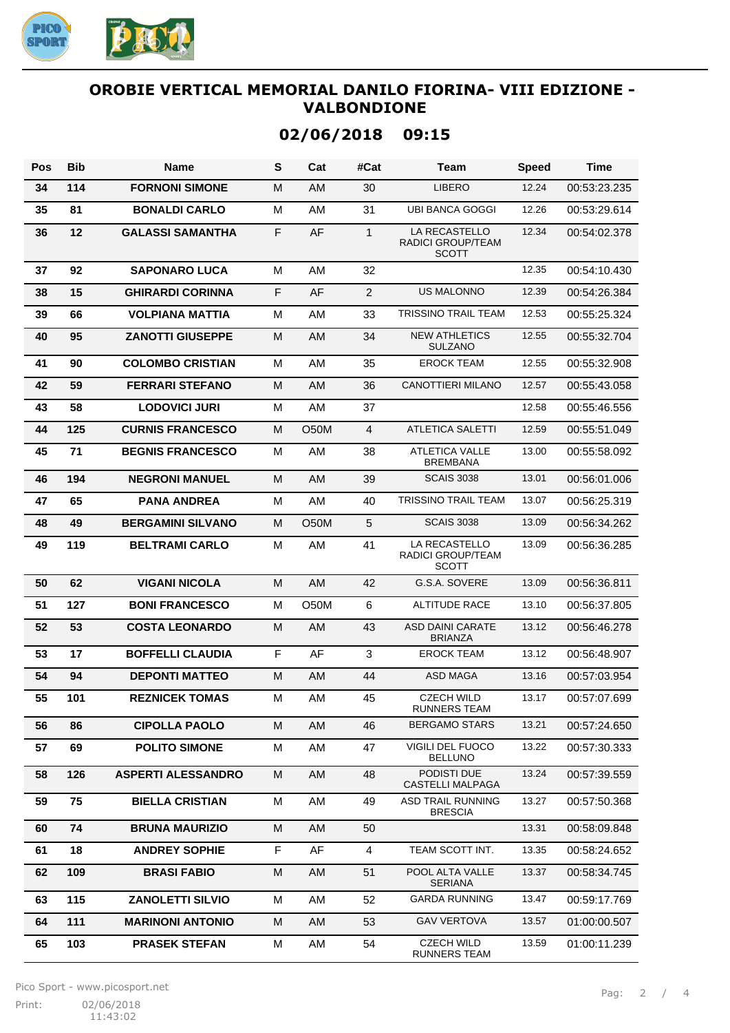# OROBIE VERTICAL MEMORIAL DANILO FIORINA- VIII EDIZIONE - VALBONDIONE

## 02/06/2018 09:15

| Pos | Bib | Name | S | Cat | #Cat | Team | Speed | Time |
|---|---|---|---|---|---|---|---|---|
| 34 | 114 | FORNONI SIMONE | M | AM | 30 | LIBERO | 12.24 | 00:53:23.235 |
| 35 | 81 | BONALDI CARLO | M | AM | 31 | UBI BANCA GOGGI | 12.26 | 00:53:29.614 |
| 36 | 12 | GALASSI SAMANTHA | F | AF | 1 | LA RECASTELLO RADICI GROUP/TEAM SCOTT | 12.34 | 00:54:02.378 |
| 37 | 92 | SAPONARO LUCA | M | AM | 32 | | 12.35 | 00:54:10.430 |
| 38 | 15 | GHIRARDI CORINNA | F | AF | 2 | US MALONNO | 12.39 | 00:54:26.384 |
| 39 | 66 | VOLPIANA MATTIA | M | AM | 33 | TRISSINO TRAIL TEAM | 12.53 | 00:55:25.324 |
| 40 | 95 | ZANOTTI GIUSEPPE | M | AM | 34 | NEW ATHLETICS SULZANO | 12.55 | 00:55:32.704 |
| 41 | 90 | COLOMBO CRISTIAN | M | AM | 35 | EROCK TEAM | 12.55 | 00:55:32.908 |
| 42 | 59 | FERRARI STEFANO | M | AM | 36 | CANOTTIERI MILANO | 12.57 | 00:55:43.058 |
| 43 | 58 | LODOVICI JURI | M | AM | 37 | | 12.58 | 00:55:46.556 |
| 44 | 125 | CURNIS FRANCESCO | M | O50M | 4 | ATLETICA SALETTI | 12.59 | 00:55:51.049 |
| 45 | 71 | BEGNIS FRANCESCO | M | AM | 38 | ATLETICA VALLE BREMBANA | 13.00 | 00:55:58.092 |
| 46 | 194 | NEGRONI MANUEL | M | AM | 39 | SCAIS 3038 | 13.01 | 00:56:01.006 |
| 47 | 65 | PANA ANDREA | M | AM | 40 | TRISSINO TRAIL TEAM | 13.07 | 00:56:25.319 |
| 48 | 49 | BERGAMINI SILVANO | M | O50M | 5 | SCAIS 3038 | 13.09 | 00:56:34.262 |
| 49 | 119 | BELTRAMI CARLO | M | AM | 41 | LA RECASTELLO RADICI GROUP/TEAM SCOTT | 13.09 | 00:56:36.285 |
| 50 | 62 | VIGANI NICOLA | M | AM | 42 | G.S.A. SOVERE | 13.09 | 00:56:36.811 |
| 51 | 127 | BONI FRANCESCO | M | O50M | 6 | ALTITUDE RACE | 13.10 | 00:56:37.805 |
| 52 | 53 | COSTA LEONARDO | M | AM | 43 | ASD DAINI CARATE BRIANZA | 13.12 | 00:56:46.278 |
| 53 | 17 | BOFFELLI CLAUDIA | F | AF | 3 | EROCK TEAM | 13.12 | 00:56:48.907 |
| 54 | 94 | DEPONTI MATTEO | M | AM | 44 | ASD MAGA | 13.16 | 00:57:03.954 |
| 55 | 101 | REZNICEK TOMAS | M | AM | 45 | CZECH WILD RUNNERS TEAM | 13.17 | 00:57:07.699 |
| 56 | 86 | CIPOLLA PAOLO | M | AM | 46 | BERGAMO STARS | 13.21 | 00:57:24.650 |
| 57 | 69 | POLITO SIMONE | M | AM | 47 | VIGILI DEL FUOCO BELLUNO | 13.22 | 00:57:30.333 |
| 58 | 126 | ASPERTI ALESSANDRO | M | AM | 48 | PODISTI DUE CASTELLI MALPAGA | 13.24 | 00:57:39.559 |
| 59 | 75 | BIELLA CRISTIAN | M | AM | 49 | ASD TRAIL RUNNING BRESCIA | 13.27 | 00:57:50.368 |
| 60 | 74 | BRUNA MAURIZIO | M | AM | 50 | | 13.31 | 00:58:09.848 |
| 61 | 18 | ANDREY SOPHIE | F | AF | 4 | TEAM SCOTT INT. | 13.35 | 00:58:24.652 |
| 62 | 109 | BRASI FABIO | M | AM | 51 | POOL ALTA VALLE SERIANA | 13.37 | 00:58:34.745 |
| 63 | 115 | ZANOLETTI SILVIO | M | AM | 52 | GARDA RUNNING | 13.47 | 00:59:17.769 |
| 64 | 111 | MARINONI ANTONIO | M | AM | 53 | GAV VERTOVA | 13.57 | 01:00:00.507 |
| 65 | 103 | PRASEK STEFAN | M | AM | 54 | CZECH WILD RUNNERS TEAM | 13.59 | 01:00:11.239 |

Pico Sport - www.picosport.net

Print: 02/06/2018 11:43:02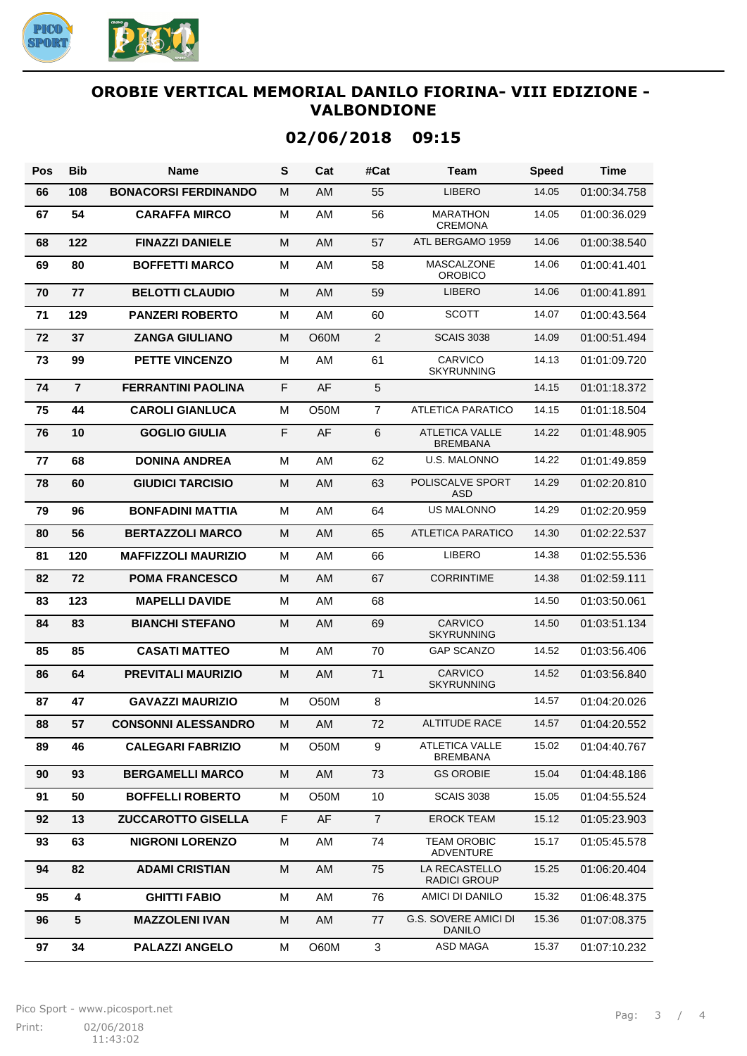# OROBIE VERTICAL MEMORIAL DANILO FIORINA- VIII EDIZIONE - VALBONDIONE

## 02/06/2018 09:15

| Pos | Bib | Name | S | Cat | #Cat | Team | Speed | Time |
|---|---|---|---|---|---|---|---|---|
| 66 | 108 | BONACORSI FERDINANDO | M | AM | 55 | LIBERO | 14.05 | 01:00:34.758 |
| 67 | 54 | CARAFFA MIRCO | M | AM | 56 | MARATHON CREMONA | 14.05 | 01:00:36.029 |
| 68 | 122 | FINAZZI DANIELE | M | AM | 57 | ATL BERGAMO 1959 | 14.06 | 01:00:38.540 |
| 69 | 80 | BOFFETTI MARCO | M | AM | 58 | MASCALZONE OROBICO | 14.06 | 01:00:41.401 |
| 70 | 77 | BELOTTI CLAUDIO | M | AM | 59 | LIBERO | 14.06 | 01:00:41.891 |
| 71 | 129 | PANZERI ROBERTO | M | AM | 60 | SCOTT | 14.07 | 01:00:43.564 |
| 72 | 37 | ZANGA GIULIANO | M | O60M | 2 | SCAIS 3038 | 14.09 | 01:00:51.494 |
| 73 | 99 | PETTE VINCENZO | M | AM | 61 | CARVICO SKYRUNNING | 14.13 | 01:01:09.720 |
| 74 | 7 | FERRANTINI PAOLINA | F | AF | 5 | | 14.15 | 01:01:18.372 |
| 75 | 44 | CAROLI GIANLUCA | M | O50M | 7 | ATLETICA PARATICO | 14.15 | 01:01:18.504 |
| 76 | 10 | GOGLIO GIULIA | F | AF | 6 | ATLETICA VALLE BREMBANA | 14.22 | 01:01:48.905 |
| 77 | 68 | DONINA ANDREA | M | AM | 62 | U.S. MALONNO | 14.22 | 01:01:49.859 |
| 78 | 60 | GIUDICI TARCISIO | M | AM | 63 | POLISCALVE SPORT ASD | 14.29 | 01:02:20.810 |
| 79 | 96 | BONFADINI MATTIA | M | AM | 64 | US MALONNO | 14.29 | 01:02:20.959 |
| 80 | 56 | BERTAZZOLI MARCO | M | AM | 65 | ATLETICA PARATICO | 14.30 | 01:02:22.537 |
| 81 | 120 | MAFFIZZOLI MAURIZIO | M | AM | 66 | LIBERO | 14.38 | 01:02:55.536 |
| 82 | 72 | POMA FRANCESCO | M | AM | 67 | CORRINTIME | 14.38 | 01:02:59.111 |
| 83 | 123 | MAPELLI DAVIDE | M | AM | 68 | | 14.50 | 01:03:50.061 |
| 84 | 83 | BIANCHI STEFANO | M | AM | 69 | CARVICO SKYRUNNING | 14.50 | 01:03:51.134 |
| 85 | 85 | CASATI MATTEO | M | AM | 70 | GAP SCANZO | 14.52 | 01:03:56.406 |
| 86 | 64 | PREVITALI MAURIZIO | M | AM | 71 | CARVICO SKYRUNNING | 14.52 | 01:03:56.840 |
| 87 | 47 | GAVAZZI MAURIZIO | M | O50M | 8 | | 14.57 | 01:04:20.026 |
| 88 | 57 | CONSONNI ALESSANDRO | M | AM | 72 | ALTITUDE RACE | 14.57 | 01:04:20.552 |
| 89 | 46 | CALEGARI FABRIZIO | M | O50M | 9 | ATLETICA VALLE BREMBANA | 15.02 | 01:04:40.767 |
| 90 | 93 | BERGAMELLI MARCO | M | AM | 73 | GS OROBIE | 15.04 | 01:04:48.186 |
| 91 | 50 | BOFFELLI ROBERTO | M | O50M | 10 | SCAIS 3038 | 15.05 | 01:04:55.524 |
| 92 | 13 | ZUCCAROTTO GISELLA | F | AF | 7 | EROCK TEAM | 15.12 | 01:05:23.903 |
| 93 | 63 | NIGRONI LORENZO | M | AM | 74 | TEAM OROBIC ADVENTURE | 15.17 | 01:05:45.578 |
| 94 | 82 | ADAMI CRISTIAN | M | AM | 75 | LA RECASTELLO RADICI GROUP | 15.25 | 01:06:20.404 |
| 95 | 4 | GHITTI FABIO | M | AM | 76 | AMICI DI DANILO | 15.32 | 01:06:48.375 |
| 96 | 5 | MAZZOLENI IVAN | M | AM | 77 | G.S. SOVERE AMICI DI DANILO | 15.36 | 01:07:08.375 |
| 97 | 34 | PALAZZI ANGELO | M | O60M | 3 | ASD MAGA | 15.37 | 01:07:10.232 |

Pico Sport - www.picosport.net

Print: 02/06/2018 11:43:02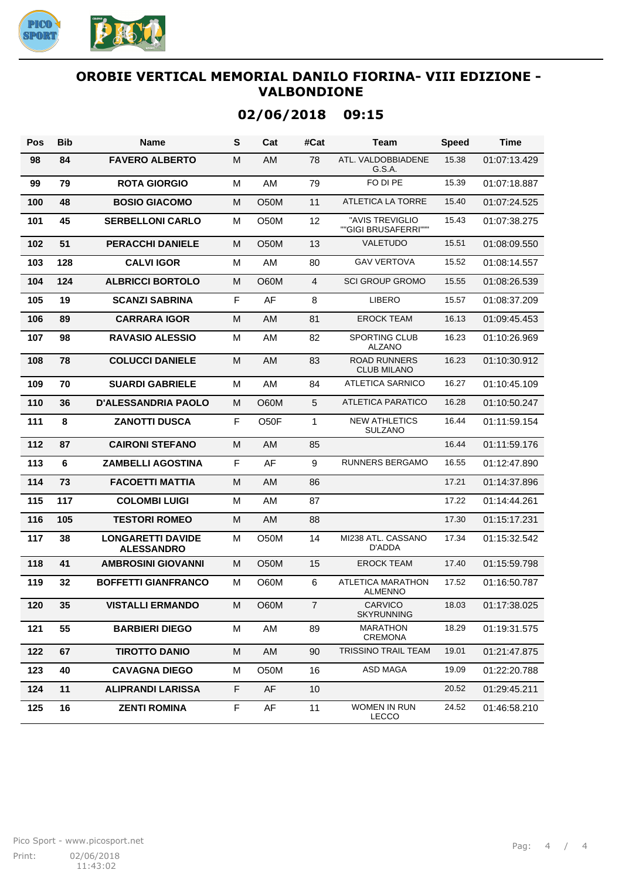# OROBIE VERTICAL MEMORIAL DANILO FIORINA- VIII EDIZIONE - VALBONDIONE

## 02/06/2018 09:15

| Pos | Bib | Name | S | Cat | #Cat | Team | Speed | Time |
|---|---|---|---|---|---|---|---|---|
| 98 | 84 | FAVERO ALBERTO | M | AM | 78 | ATL. VALDOBBIADENE G.S.A. | 15.38 | 01:07:13.429 |
| 99 | 79 | ROTA GIORGIO | M | AM | 79 | FO DI PE | 15.39 | 01:07:18.887 |
| 100 | 48 | BOSIO GIACOMO | M | O50M | 11 | ATLETICA LA TORRE | 15.40 | 01:07:24.525 |
| 101 | 45 | SERBELLONI CARLO | M | O50M | 12 | "AVIS TREVIGLIO ""GIGI BRUSAFERRI""" | 15.43 | 01:07:38.275 |
| 102 | 51 | PERACCHI DANIELE | M | O50M | 13 | VALETUDO | 15.51 | 01:08:09.550 |
| 103 | 128 | CALVI IGOR | M | AM | 80 | GAV VERTOVA | 15.52 | 01:08:14.557 |
| 104 | 124 | ALBRICCI BORTOLO | M | O60M | 4 | SCI GROUP GROMO | 15.55 | 01:08:26.539 |
| 105 | 19 | SCANZI SABRINA | F | AF | 8 | LIBERO | 15.57 | 01:08:37.209 |
| 106 | 89 | CARRARA IGOR | M | AM | 81 | EROCK TEAM | 16.13 | 01:09:45.453 |
| 107 | 98 | RAVASIO ALESSIO | M | AM | 82 | SPORTING CLUB ALZANO | 16.23 | 01:10:26.969 |
| 108 | 78 | COLUCCI DANIELE | M | AM | 83 | ROAD RUNNERS CLUB MILANO | 16.23 | 01:10:30.912 |
| 109 | 70 | SUARDI GABRIELE | M | AM | 84 | ATLETICA SARNICO | 16.27 | 01:10:45.109 |
| 110 | 36 | D'ALESSANDRIA PAOLO | M | O60M | 5 | ATLETICA PARATICO | 16.28 | 01:10:50.247 |
| 111 | 8 | ZANOTTI DUSCA | F | O50F | 1 | NEW ATHLETICS SULZANO | 16.44 | 01:11:59.154 |
| 112 | 87 | CAIRONI STEFANO | M | AM | 85 | | 16.44 | 01:11:59.176 |
| 113 | 6 | ZAMBELLI AGOSTINA | F | AF | 9 | RUNNERS BERGAMO | 16.55 | 01:12:47.890 |
| 114 | 73 | FACOETTI MATTIA | M | AM | 86 | | 17.21 | 01:14:37.896 |
| 115 | 117 | COLOMBI LUIGI | M | AM | 87 | | 17.22 | 01:14:44.261 |
| 116 | 105 | TESTORI ROMEO | M | AM | 88 | | 17.30 | 01:15:17.231 |
| 117 | 38 | LONGARETTI DAVIDE ALESSANDRO | M | O50M | 14 | MI238 ATL. CASSANO D'ADDA | 17.34 | 01:15:32.542 |
| 118 | 41 | AMBROSINI GIOVANNI | M | O50M | 15 | EROCK TEAM | 17.40 | 01:15:59.798 |
| 119 | 32 | BOFFETTI GIANFRANCO | M | O60M | 6 | ATLETICA MARATHON ALMENNO | 17.52 | 01:16:50.787 |
| 120 | 35 | VISTALLI ERMANDO | M | O60M | 7 | CARVICO SKYRUNNING | 18.03 | 01:17:38.025 |
| 121 | 55 | BARBIERI DIEGO | M | AM | 89 | MARATHON CREMONA | 18.29 | 01:19:31.575 |
| 122 | 67 | TIROTTO DANIO | M | AM | 90 | TRISSINO TRAIL TEAM | 19.01 | 01:21:47.875 |
| 123 | 40 | CAVAGNA DIEGO | M | O50M | 16 | ASD MAGA | 19.09 | 01:22:20.788 |
| 124 | 11 | ALIPRANDI LARISSA | F | AF | 10 | | 20.52 | 01:29:45.211 |
| 125 | 16 | ZENTI ROMINA | F | AF | 11 | WOMEN IN RUN LECCO | 24.52 | 01:46:58.210 |

Pico Sport - www.picosport.net

Print: 02/06/2018 11:43:02